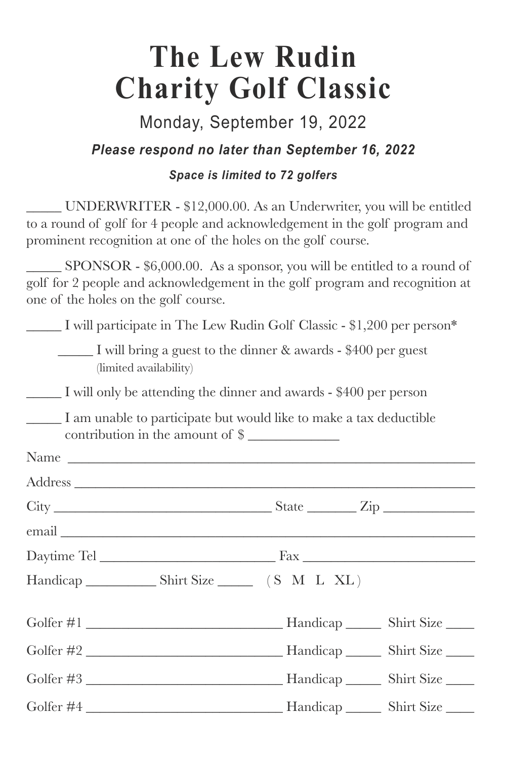# The Lew Rudin Charity Golf Classic

Monday, September 19, 2022

***Please respond no later than September 16, 2022***

***Space is limited to 72 golfers***

_____ UNDERWRITER - $12,000.00. As an Underwriter, you will be entitled to a round of golf for 4 people and acknowledgement in the golf program and prominent recognition at one of the holes on the golf course.

_____ SPONSOR - $6,000.00. As a sponsor, you will be entitled to a round of golf for 2 people and acknowledgement in the golf program and recognition at one of the holes on the golf course.

_____ I will participate in The Lew Rudin Golf Classic - $1,200 per person*

_____ I will bring a guest to the dinner & awards - $400 per guest (limited availability)

_____ I will only be attending the dinner and awards - $400 per person

_____ I am unable to participate but would like to make a tax deductible contribution in the amount of $ _____________

Name ____________________________________________________________

Address __________________________________________________________

City _______________________________ State _______ Zip _____________

email ____________________________________________________________

Daytime Tel _________________________ Fax _________________________

Handicap __________ Shirt Size _____ ( S M L XL )

Golfer #1 ____________________________ Handicap _____ Shirt Size ____

Golfer #2 ____________________________ Handicap _____ Shirt Size ____

Golfer #3 ____________________________ Handicap _____ Shirt Size ____

Golfer #4 ____________________________ Handicap _____ Shirt Size ____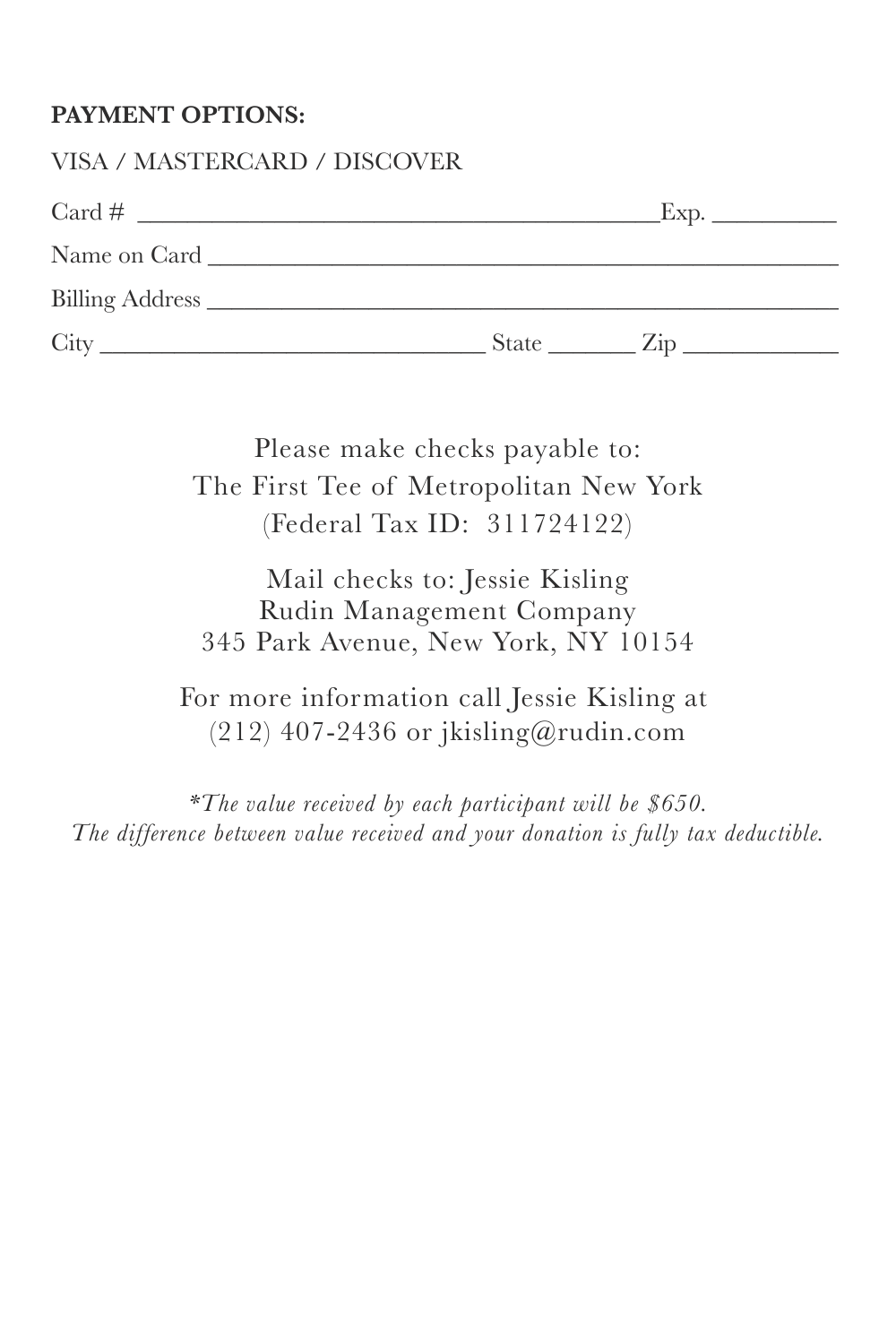**PAYMENT OPTIONS:**

VISA / MASTERCARD / DISCOVER

Card # ________________________________________Exp. __________

Name on Card ________________________________________________

Billing Address _______________________________________________

City ______________________________ State _______ Zip ____________

Please make checks payable to:
The First Tee of Metropolitan New York
(Federal Tax ID: 311724122)

Mail checks to: Jessie Kisling
Rudin Management Company
345 Park Avenue, New York, NY 10154

For more information call Jessie Kisling at
(212) 407-2436 or jkisling@rudin.com

*\*The value received by each participant will be $650.*
*The difference between value received and your donation is fully tax deductible.*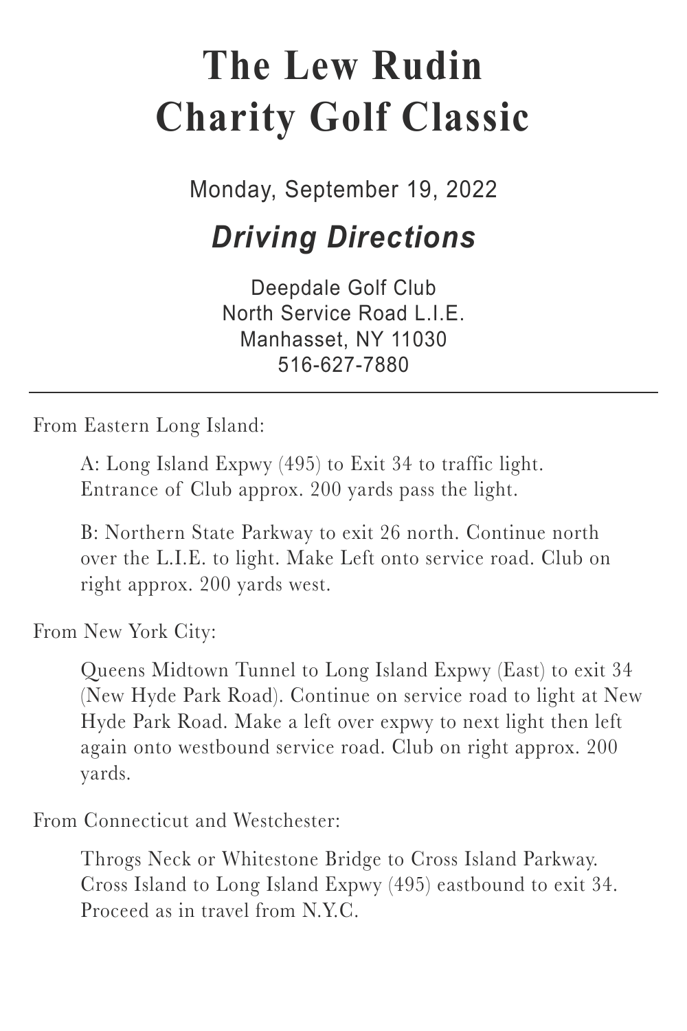# The Lew Rudin Charity Golf Classic

Monday, September 19, 2022

## *Driving Directions*

Deepdale Golf Club
North Service Road L.I.E.
Manhasset, NY 11030
516-627-7880

---

From Eastern Long Island:

> A: Long Island Expwy (495) to Exit 34 to traffic light. Entrance of Club approx. 200 yards pass the light.
>
> B: Northern State Parkway to exit 26 north. Continue north over the L.I.E. to light. Make Left onto service road. Club on right approx. 200 yards west.

From New York City:

> Queens Midtown Tunnel to Long Island Expwy (East) to exit 34 (New Hyde Park Road). Continue on service road to light at New Hyde Park Road. Make a left over expwy to next light then left again onto westbound service road. Club on right approx. 200 yards.

From Connecticut and Westchester:

> Throgs Neck or Whitestone Bridge to Cross Island Parkway. Cross Island to Long Island Expwy (495) eastbound to exit 34. Proceed as in travel from N.Y.C.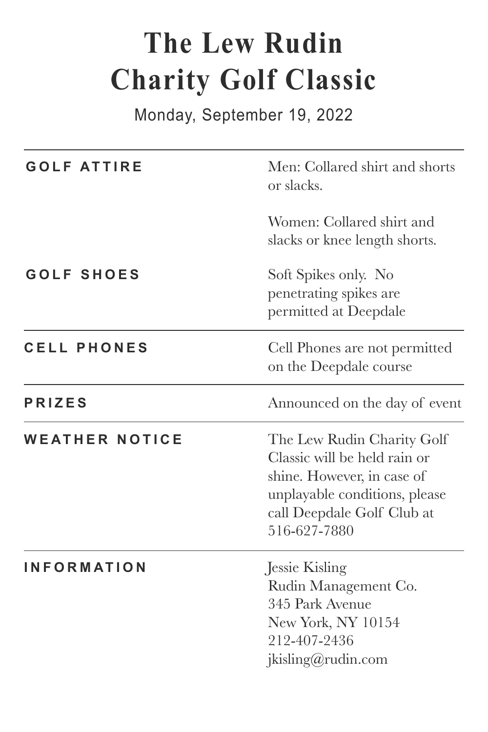# The Lew Rudin Charity Golf Classic

Monday, September 19, 2022

| | |
|---|---|
| **GOLF ATTIRE** | Men: Collared shirt and shorts or slacks.<br><br>Women: Collared shirt and slacks or knee length shorts. |
| **GOLF SHOES** | Soft Spikes only. No penetrating spikes are permitted at Deepdale |
| **CELL PHONES** | Cell Phones are not permitted on the Deepdale course |
| **PRIZES** | Announced on the day of event |
| **WEATHER NOTICE** | The Lew Rudin Charity Golf Classic will be held rain or shine. However, in case of unplayable conditions, please call Deepdale Golf Club at 516-627-7880 |
| **INFORMATION** | Jessie Kisling<br>Rudin Management Co.<br>345 Park Avenue<br>New York, NY 10154<br>212-407-2436<br>jkisling@rudin.com |